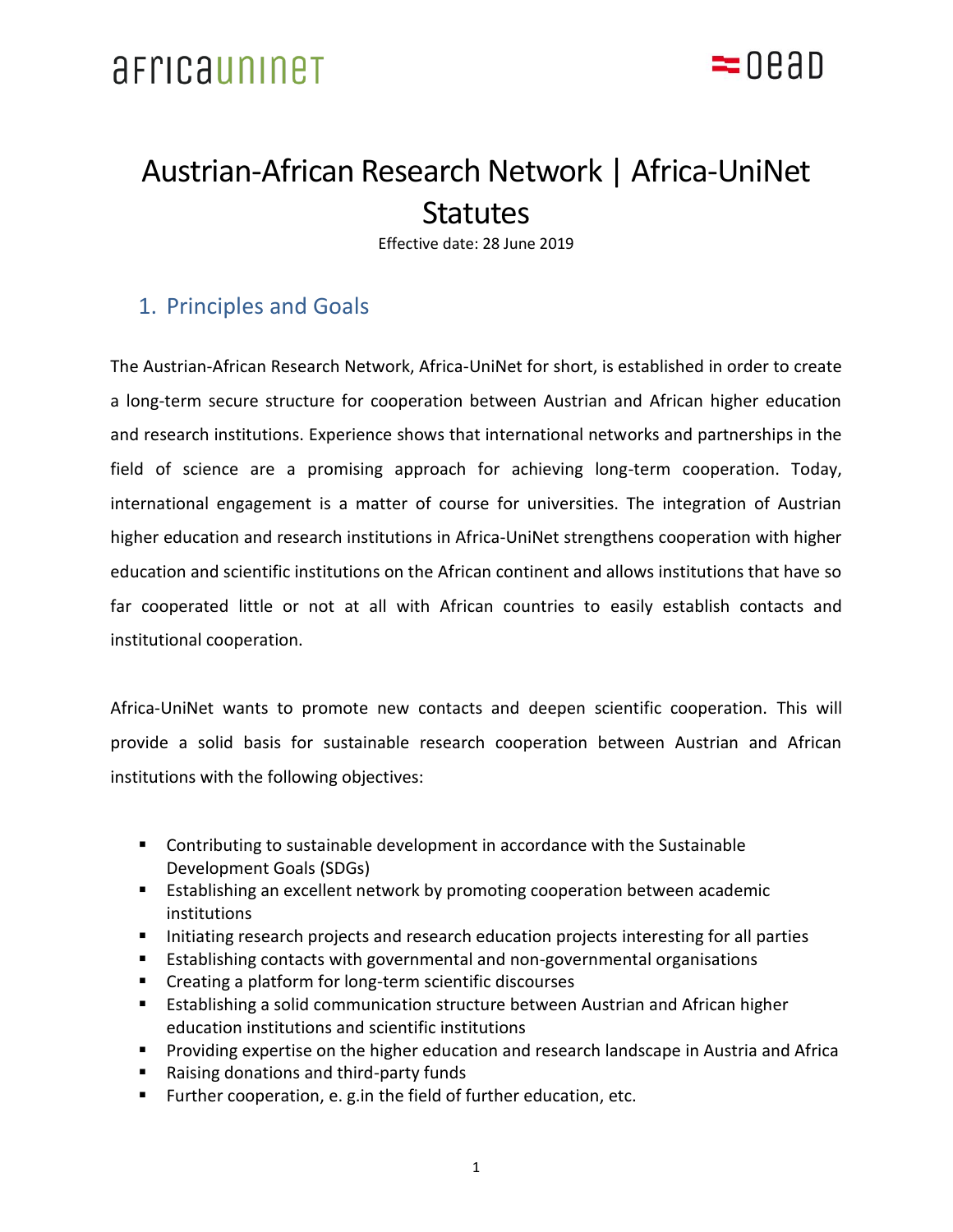# Austrian-African Research Network | Africa-UniNet Statutes

Effective date: 28 June 2019

## 1. Principles and Goals

The Austrian-African Research Network, Africa-UniNet for short, is established in order to create a long-term secure structure for cooperation between Austrian and African higher education and research institutions. Experience shows that international networks and partnerships in the field of science are a promising approach for achieving long-term cooperation. Today, international engagement is a matter of course for universities. The integration of Austrian higher education and research institutions in Africa-UniNet strengthens cooperation with higher education and scientific institutions on the African continent and allows institutions that have so far cooperated little or not at all with African countries to easily establish contacts and institutional cooperation.

Africa-UniNet wants to promote new contacts and deepen scientific cooperation. This will provide a solid basis for sustainable research cooperation between Austrian and African institutions with the following objectives:

- Contributing to sustainable development in accordance with the Sustainable Development Goals (SDGs)
- Establishing an excellent network by promoting cooperation between academic institutions
- Initiating research projects and research education projects interesting for all parties
- Establishing contacts with governmental and non-governmental organisations
- Creating a platform for long-term scientific discourses
- Establishing a solid communication structure between Austrian and African higher education institutions and scientific institutions
- Providing expertise on the higher education and research landscape in Austria and Africa
- Raising donations and third-party funds
- Further cooperation, e. g.in the field of further education, etc.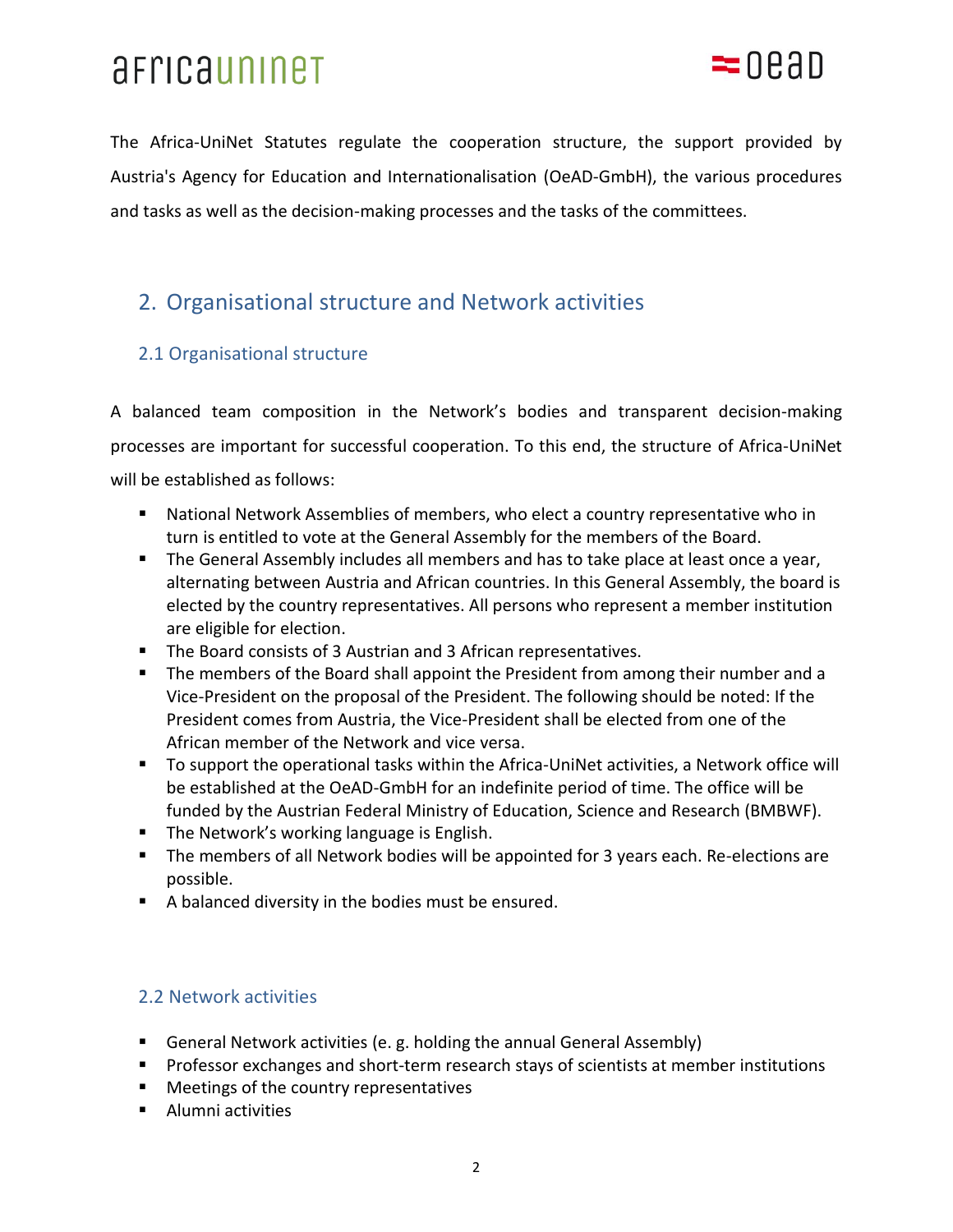The Africa-UniNet Statutes regulate the cooperation structure, the support provided by Austria's Agency for Education and Internationalisation (OeAD-GmbH), the various procedures and tasks as well as the decision-making processes and the tasks of the committees.

## 2. Organisational structure and Network activities

### 2.1 Organisational structure

A balanced team composition in the Network's bodies and transparent decision-making processes are important for successful cooperation. To this end, the structure of Africa-UniNet will be established as follows:

- National Network Assemblies of members, who elect a country representative who in turn is entitled to vote at the General Assembly for the members of the Board.
- The General Assembly includes all members and has to take place at least once a year, alternating between Austria and African countries. In this General Assembly, the board is elected by the country representatives. All persons who represent a member institution are eligible for election.
- The Board consists of 3 Austrian and 3 African representatives.
- The members of the Board shall appoint the President from among their number and a Vice-President on the proposal of the President. The following should be noted: If the President comes from Austria, the Vice-President shall be elected from one of the African member of the Network and vice versa.
- To support the operational tasks within the Africa-UniNet activities, a Network office will be established at the OeAD-GmbH for an indefinite period of time. The office will be funded by the Austrian Federal Ministry of Education, Science and Research (BMBWF).
- The Network's working language is English.
- The members of all Network bodies will be appointed for 3 years each. Re-elections are possible.
- A balanced diversity in the bodies must be ensured.

### 2.2 Network activities

- General Network activities (e. g. holding the annual General Assembly)
- Professor exchanges and short-term research stays of scientists at member institutions
- Meetings of the country representatives
- Alumni activities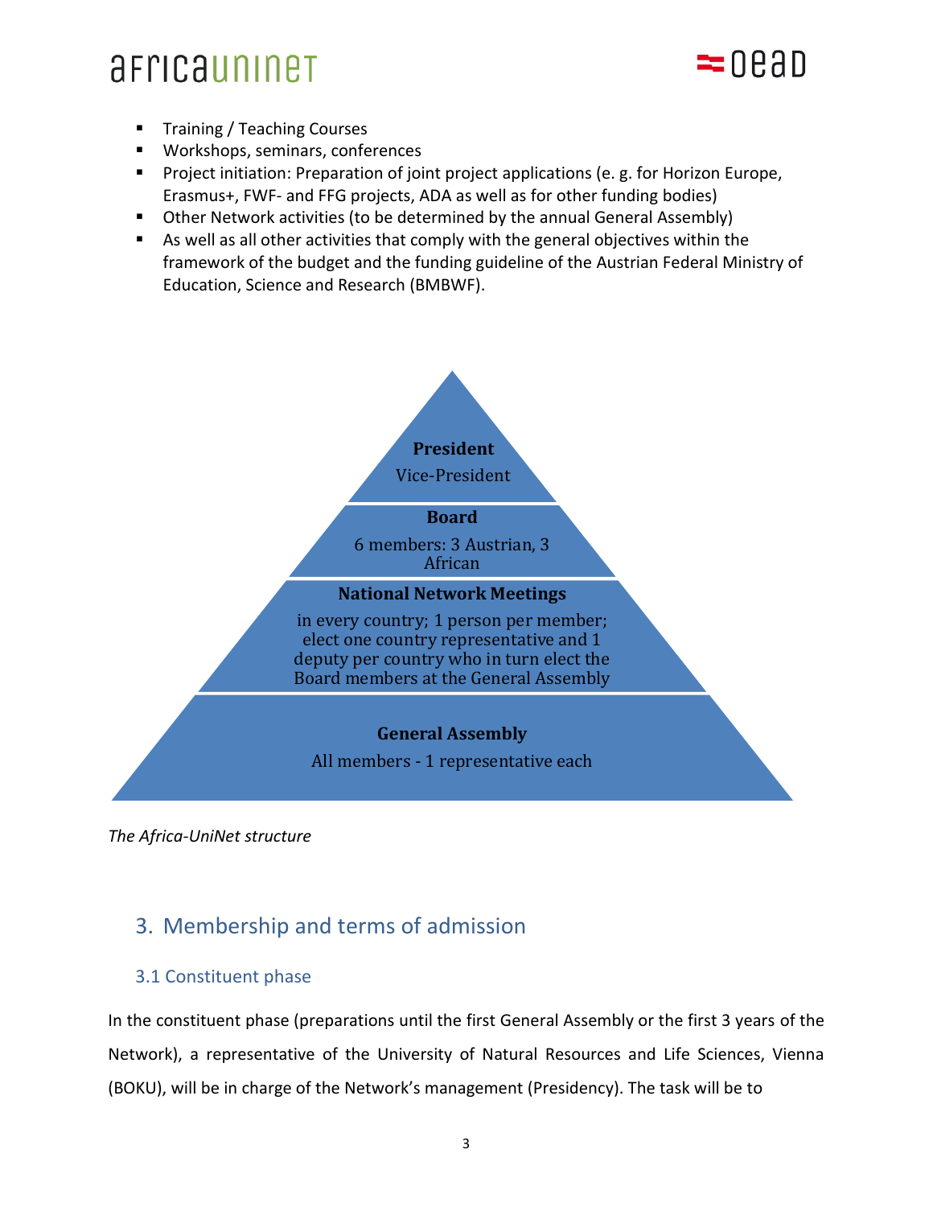- Training / Teaching Courses
- Workshops, seminars, conferences
- Project initiation: Preparation of joint project applications (e. g. for Horizon Europe, Erasmus+, FWF- and FFG projects, ADA as well as for other funding bodies)
- Other Network activities (to be determined by the annual General Assembly)
- As well as all other activities that comply with the general objectives within the framework of the budget and the funding guideline of the Austrian Federal Ministry of Education, Science and Research (BMBWF).

**President**
Vice-President

**Board**
6 members: 3 Austrian, 3 African

**National Network Meetings**
in every country; 1 person per member; elect one country representative and 1 deputy per country who in turn elect the Board members at the General Assembly

**General Assembly**
All members - 1 representative each

*The Africa-UniNet structure*

## 3. Membership and terms of admission

### 3.1 Constituent phase

In the constituent phase (preparations until the first General Assembly or the first 3 years of the Network), a representative of the University of Natural Resources and Life Sciences, Vienna (BOKU), will be in charge of the Network's management (Presidency). The task will be to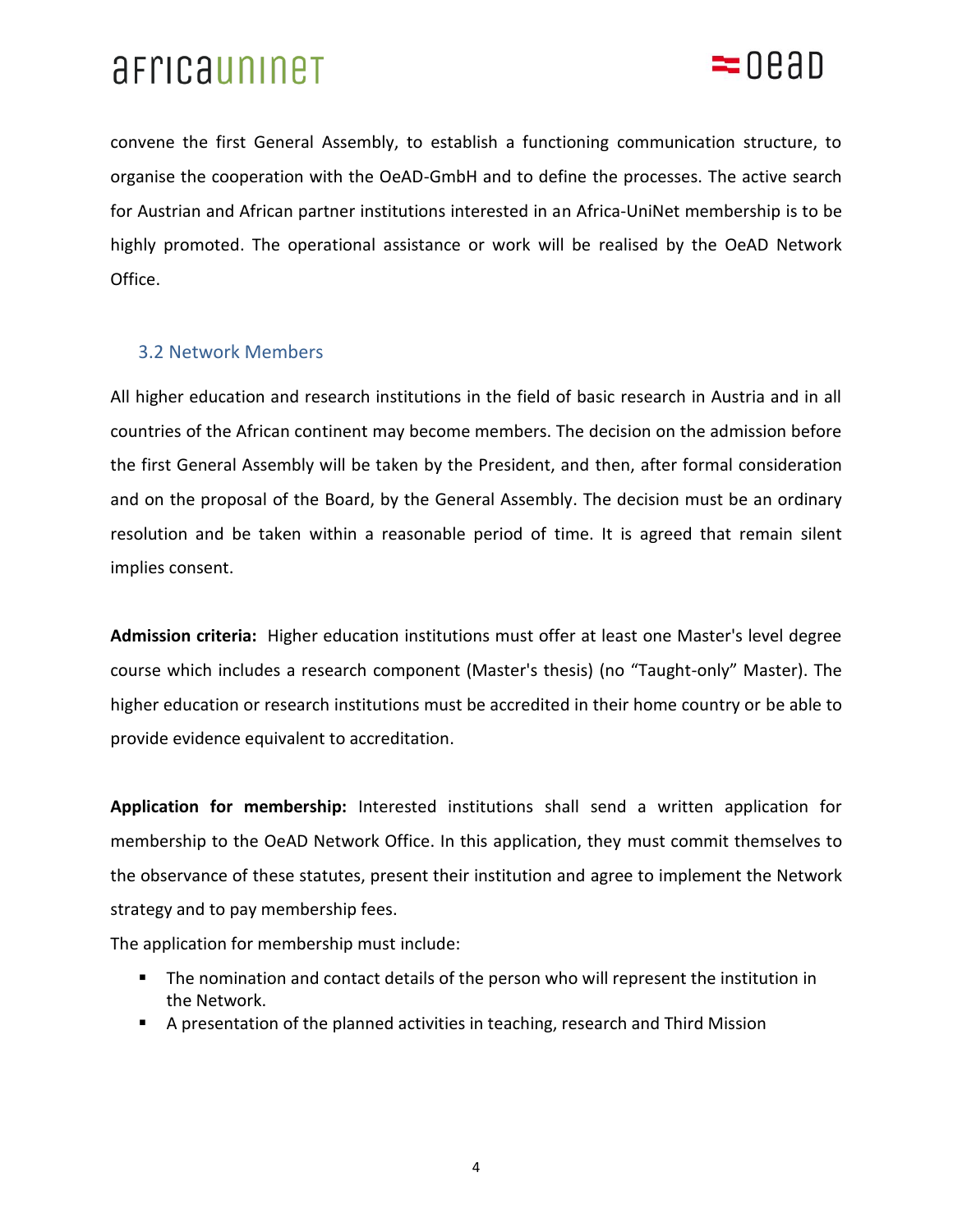convene the first General Assembly, to establish a functioning communication structure, to organise the cooperation with the OeAD-GmbH and to define the processes. The active search for Austrian and African partner institutions interested in an Africa-UniNet membership is to be highly promoted. The operational assistance or work will be realised by the OeAD Network Office.

### 3.2 Network Members

All higher education and research institutions in the field of basic research in Austria and in all countries of the African continent may become members. The decision on the admission before the first General Assembly will be taken by the President, and then, after formal consideration and on the proposal of the Board, by the General Assembly. The decision must be an ordinary resolution and be taken within a reasonable period of time. It is agreed that remain silent implies consent.

**Admission criteria:** Higher education institutions must offer at least one Master's level degree course which includes a research component (Master's thesis) (no "Taught-only" Master). The higher education or research institutions must be accredited in their home country or be able to provide evidence equivalent to accreditation.

**Application for membership:** Interested institutions shall send a written application for membership to the OeAD Network Office. In this application, they must commit themselves to the observance of these statutes, present their institution and agree to implement the Network strategy and to pay membership fees.

The application for membership must include:

- The nomination and contact details of the person who will represent the institution in the Network.
- A presentation of the planned activities in teaching, research and Third Mission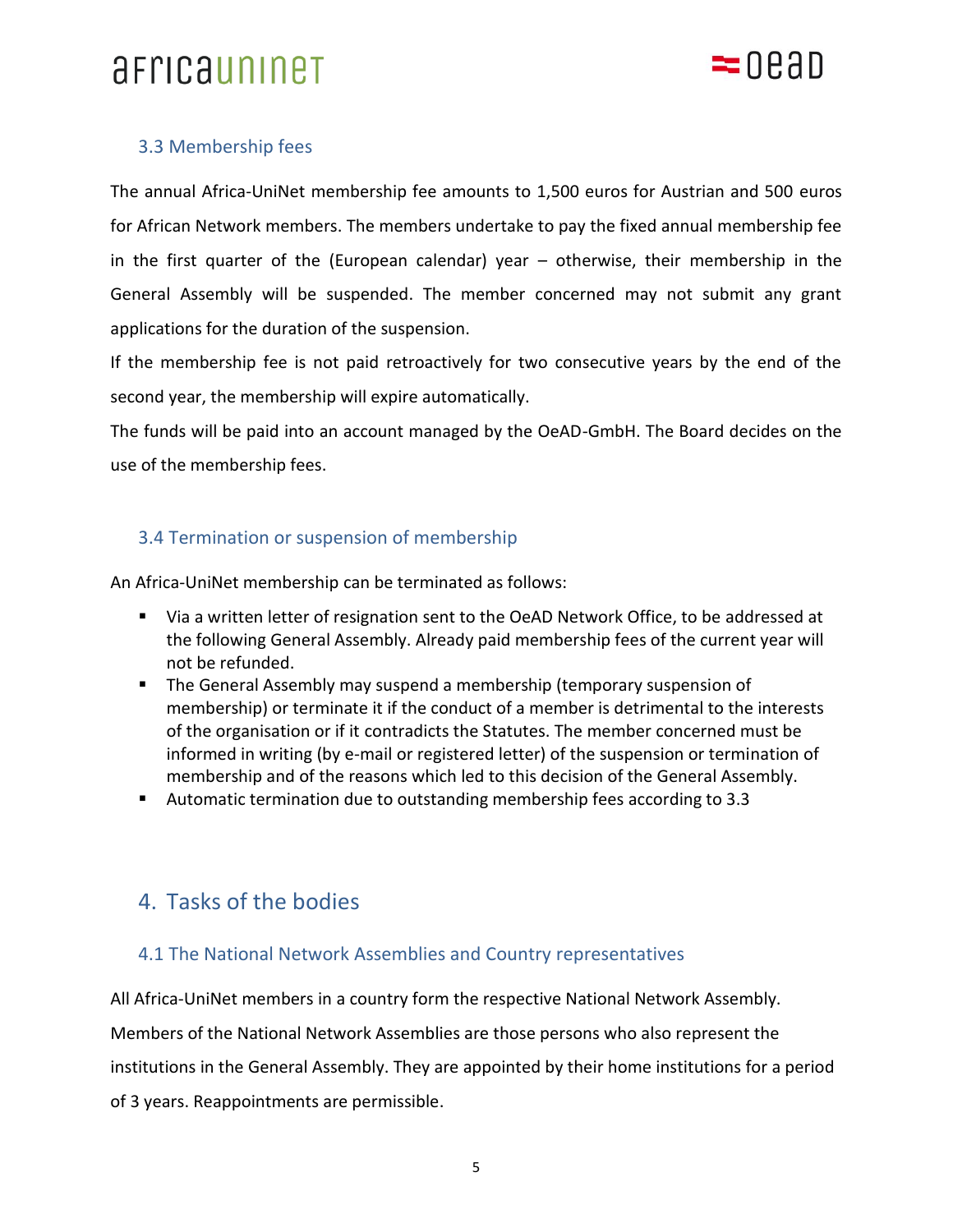### 3.3 Membership fees

The annual Africa-UniNet membership fee amounts to 1,500 euros for Austrian and 500 euros for African Network members. The members undertake to pay the fixed annual membership fee in the first quarter of the (European calendar) year – otherwise, their membership in the General Assembly will be suspended. The member concerned may not submit any grant applications for the duration of the suspension.

If the membership fee is not paid retroactively for two consecutive years by the end of the second year, the membership will expire automatically.

The funds will be paid into an account managed by the OeAD-GmbH. The Board decides on the use of the membership fees.

### 3.4 Termination or suspension of membership

An Africa-UniNet membership can be terminated as follows:

- Via a written letter of resignation sent to the OeAD Network Office, to be addressed at the following General Assembly. Already paid membership fees of the current year will not be refunded.
- The General Assembly may suspend a membership (temporary suspension of membership) or terminate it if the conduct of a member is detrimental to the interests of the organisation or if it contradicts the Statutes. The member concerned must be informed in writing (by e-mail or registered letter) of the suspension or termination of membership and of the reasons which led to this decision of the General Assembly.
- Automatic termination due to outstanding membership fees according to 3.3

## 4. Tasks of the bodies

### 4.1 The National Network Assemblies and Country representatives

All Africa-UniNet members in a country form the respective National Network Assembly. Members of the National Network Assemblies are those persons who also represent the institutions in the General Assembly. They are appointed by their home institutions for a period of 3 years. Reappointments are permissible.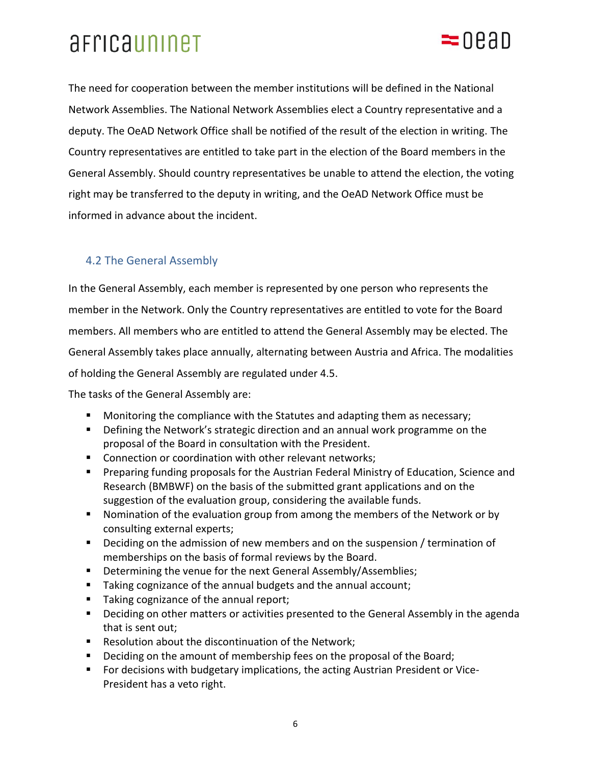The need for cooperation between the member institutions will be defined in the National Network Assemblies. The National Network Assemblies elect a Country representative and a deputy. The OeAD Network Office shall be notified of the result of the election in writing. The Country representatives are entitled to take part in the election of the Board members in the General Assembly. Should country representatives be unable to attend the election, the voting right may be transferred to the deputy in writing, and the OeAD Network Office must be informed in advance about the incident.

### 4.2 The General Assembly

In the General Assembly, each member is represented by one person who represents the member in the Network. Only the Country representatives are entitled to vote for the Board members. All members who are entitled to attend the General Assembly may be elected. The General Assembly takes place annually, alternating between Austria and Africa. The modalities of holding the General Assembly are regulated under 4.5.

The tasks of the General Assembly are:

- Monitoring the compliance with the Statutes and adapting them as necessary;
- Defining the Network's strategic direction and an annual work programme on the proposal of the Board in consultation with the President.
- Connection or coordination with other relevant networks;
- Preparing funding proposals for the Austrian Federal Ministry of Education, Science and Research (BMBWF) on the basis of the submitted grant applications and on the suggestion of the evaluation group, considering the available funds.
- Nomination of the evaluation group from among the members of the Network or by consulting external experts;
- Deciding on the admission of new members and on the suspension / termination of memberships on the basis of formal reviews by the Board.
- Determining the venue for the next General Assembly/Assemblies;
- Taking cognizance of the annual budgets and the annual account;
- Taking cognizance of the annual report;
- Deciding on other matters or activities presented to the General Assembly in the agenda that is sent out;
- Resolution about the discontinuation of the Network;
- Deciding on the amount of membership fees on the proposal of the Board;
- For decisions with budgetary implications, the acting Austrian President or Vice-President has a veto right.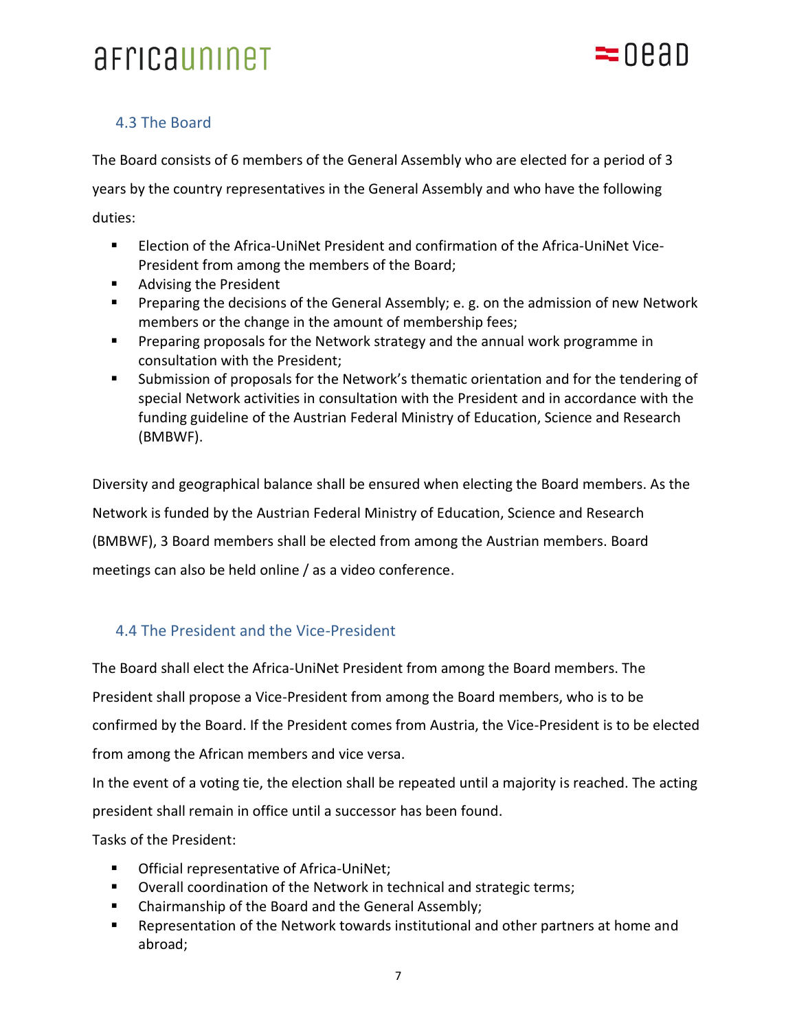### 4.3 The Board

The Board consists of 6 members of the General Assembly who are elected for a period of 3 years by the country representatives in the General Assembly and who have the following duties:

- Election of the Africa-UniNet President and confirmation of the Africa-UniNet Vice-President from among the members of the Board;
- Advising the President
- Preparing the decisions of the General Assembly; e. g. on the admission of new Network members or the change in the amount of membership fees;
- Preparing proposals for the Network strategy and the annual work programme in consultation with the President;
- Submission of proposals for the Network's thematic orientation and for the tendering of special Network activities in consultation with the President and in accordance with the funding guideline of the Austrian Federal Ministry of Education, Science and Research (BMBWF).

Diversity and geographical balance shall be ensured when electing the Board members. As the Network is funded by the Austrian Federal Ministry of Education, Science and Research (BMBWF), 3 Board members shall be elected from among the Austrian members. Board meetings can also be held online / as a video conference.

### 4.4 The President and the Vice-President

The Board shall elect the Africa-UniNet President from among the Board members. The President shall propose a Vice-President from among the Board members, who is to be confirmed by the Board. If the President comes from Austria, the Vice-President is to be elected from among the African members and vice versa.

In the event of a voting tie, the election shall be repeated until a majority is reached. The acting president shall remain in office until a successor has been found.

Tasks of the President:

- Official representative of Africa-UniNet;
- Overall coordination of the Network in technical and strategic terms;
- Chairmanship of the Board and the General Assembly;
- Representation of the Network towards institutional and other partners at home and abroad;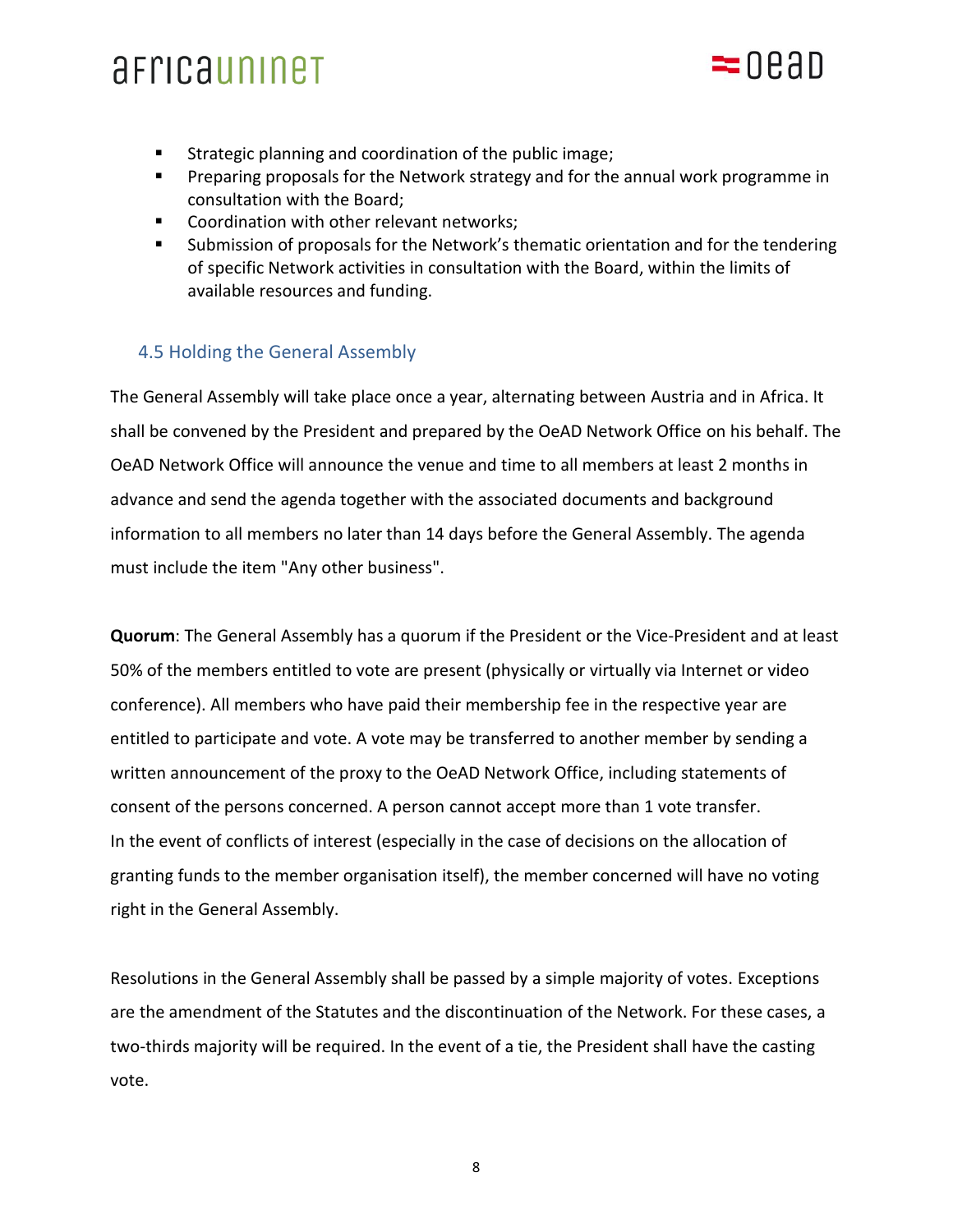- Strategic planning and coordination of the public image;
- Preparing proposals for the Network strategy and for the annual work programme in consultation with the Board;
- Coordination with other relevant networks;
- Submission of proposals for the Network's thematic orientation and for the tendering of specific Network activities in consultation with the Board, within the limits of available resources and funding.

### 4.5 Holding the General Assembly

The General Assembly will take place once a year, alternating between Austria and in Africa. It shall be convened by the President and prepared by the OeAD Network Office on his behalf. The OeAD Network Office will announce the venue and time to all members at least 2 months in advance and send the agenda together with the associated documents and background information to all members no later than 14 days before the General Assembly. The agenda must include the item "Any other business".

**Quorum**: The General Assembly has a quorum if the President or the Vice-President and at least 50% of the members entitled to vote are present (physically or virtually via Internet or video conference). All members who have paid their membership fee in the respective year are entitled to participate and vote. A vote may be transferred to another member by sending a written announcement of the proxy to the OeAD Network Office, including statements of consent of the persons concerned. A person cannot accept more than 1 vote transfer.
In the event of conflicts of interest (especially in the case of decisions on the allocation of granting funds to the member organisation itself), the member concerned will have no voting right in the General Assembly.

Resolutions in the General Assembly shall be passed by a simple majority of votes. Exceptions are the amendment of the Statutes and the discontinuation of the Network. For these cases, a two-thirds majority will be required. In the event of a tie, the President shall have the casting vote.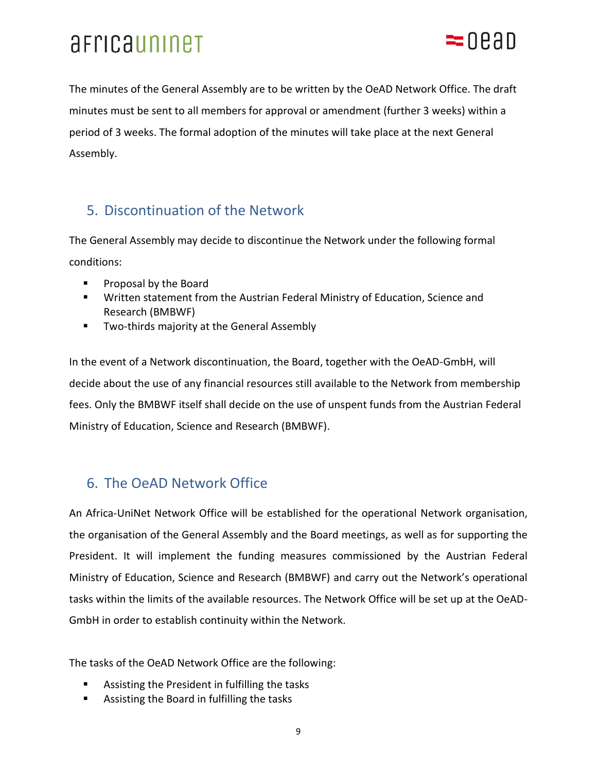The minutes of the General Assembly are to be written by the OeAD Network Office. The draft minutes must be sent to all members for approval or amendment (further 3 weeks) within a period of 3 weeks. The formal adoption of the minutes will take place at the next General Assembly.

## 5. Discontinuation of the Network

The General Assembly may decide to discontinue the Network under the following formal conditions:

- Proposal by the Board
- Written statement from the Austrian Federal Ministry of Education, Science and Research (BMBWF)
- Two-thirds majority at the General Assembly

In the event of a Network discontinuation, the Board, together with the OeAD-GmbH, will decide about the use of any financial resources still available to the Network from membership fees. Only the BMBWF itself shall decide on the use of unspent funds from the Austrian Federal Ministry of Education, Science and Research (BMBWF).

## 6. The OeAD Network Office

An Africa-UniNet Network Office will be established for the operational Network organisation, the organisation of the General Assembly and the Board meetings, as well as for supporting the President. It will implement the funding measures commissioned by the Austrian Federal Ministry of Education, Science and Research (BMBWF) and carry out the Network's operational tasks within the limits of the available resources. The Network Office will be set up at the OeAD-GmbH in order to establish continuity within the Network.

The tasks of the OeAD Network Office are the following:

- Assisting the President in fulfilling the tasks
- Assisting the Board in fulfilling the tasks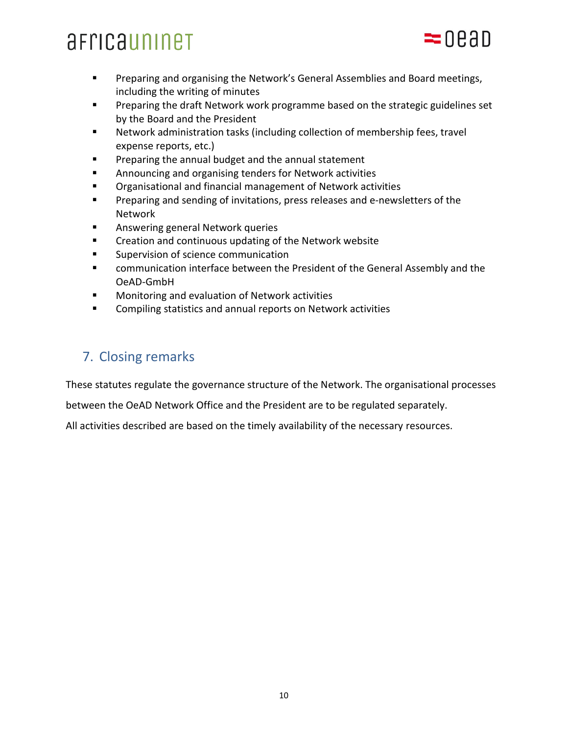- Preparing and organising the Network's General Assemblies and Board meetings, including the writing of minutes
- Preparing the draft Network work programme based on the strategic guidelines set by the Board and the President
- Network administration tasks (including collection of membership fees, travel expense reports, etc.)
- Preparing the annual budget and the annual statement
- Announcing and organising tenders for Network activities
- Organisational and financial management of Network activities
- Preparing and sending of invitations, press releases and e-newsletters of the Network
- Answering general Network queries
- Creation and continuous updating of the Network website
- Supervision of science communication
- communication interface between the President of the General Assembly and the OeAD-GmbH
- Monitoring and evaluation of Network activities
- Compiling statistics and annual reports on Network activities

## 7. Closing remarks

These statutes regulate the governance structure of the Network. The organisational processes between the OeAD Network Office and the President are to be regulated separately.

All activities described are based on the timely availability of the necessary resources.